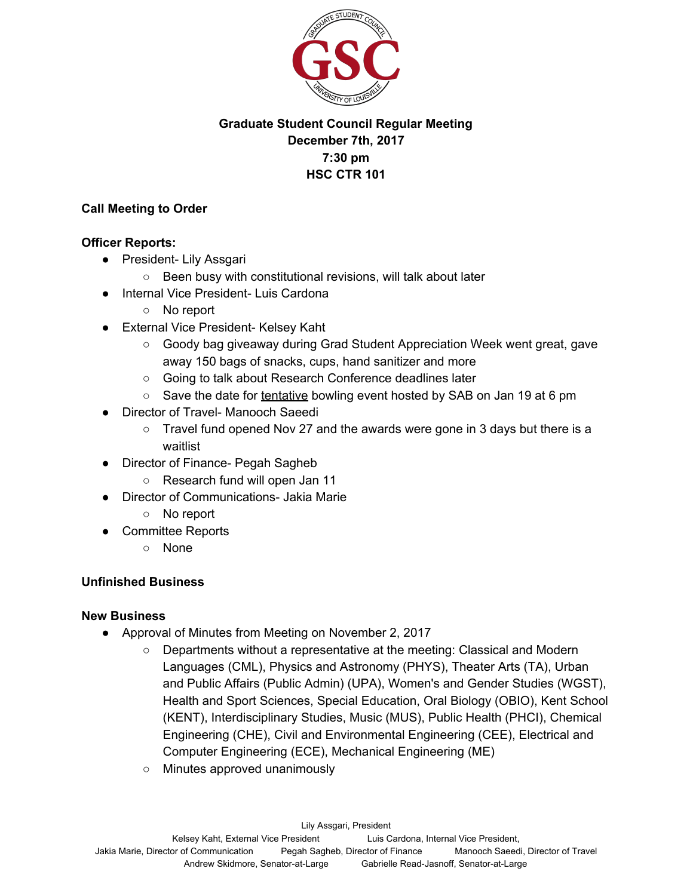**Graduate Student Council Regular Meeting**
**December 7th, 2017**
**7:30 pm**
**HSC CTR 101**

**Call Meeting to Order**

**Officer Reports:**

- President- Lily Assgari
  - Been busy with constitutional revisions, will talk about later
- Internal Vice President- Luis Cardona
  - No report
- External Vice President- Kelsey Kaht
  - Goody bag giveaway during Grad Student Appreciation Week went great, gave away 150 bags of snacks, cups, hand sanitizer and more
  - Going to talk about Research Conference deadlines later
  - Save the date for tentative bowling event hosted by SAB on Jan 19 at 6 pm
- Director of Travel- Manooch Saeedi
  - Travel fund opened Nov 27 and the awards were gone in 3 days but there is a waitlist
- Director of Finance- Pegah Sagheb
  - Research fund will open Jan 11
- Director of Communications- Jakia Marie
  - No report
- Committee Reports
  - None

**Unfinished Business**

**New Business**

- Approval of Minutes from Meeting on November 2, 2017
  - Departments without a representative at the meeting: Classical and Modern Languages (CML), Physics and Astronomy (PHYS), Theater Arts (TA), Urban and Public Affairs (Public Admin) (UPA), Women's and Gender Studies (WGST), Health and Sport Sciences, Special Education, Oral Biology (OBIO), Kent School (KENT), Interdisciplinary Studies, Music (MUS), Public Health (PHCI), Chemical Engineering (CHE), Civil and Environmental Engineering (CEE), Electrical and Computer Engineering (ECE), Mechanical Engineering (ME)
  - Minutes approved unanimously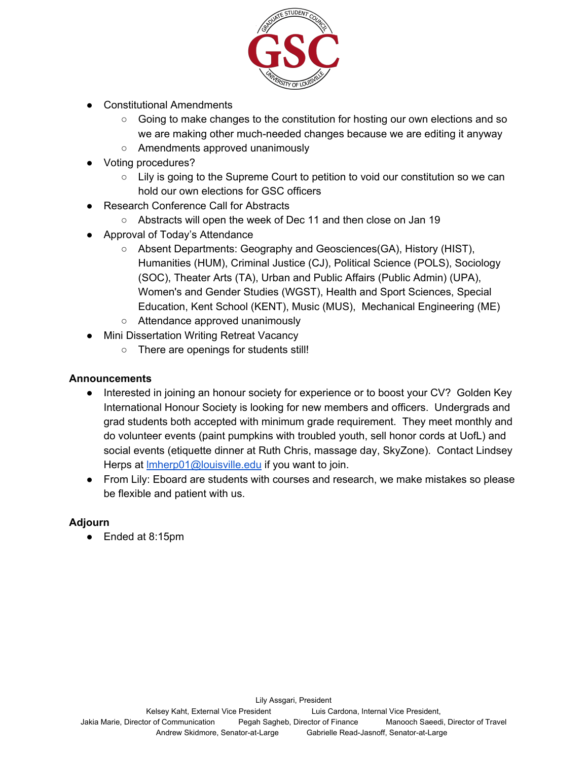- Constitutional Amendments
  - Going to make changes to the constitution for hosting our own elections and so we are making other much-needed changes because we are editing it anyway
  - Amendments approved unanimously
- Voting procedures?
  - Lily is going to the Supreme Court to petition to void our constitution so we can hold our own elections for GSC officers
- Research Conference Call for Abstracts
  - Abstracts will open the week of Dec 11 and then close on Jan 19
- Approval of Today's Attendance
  - Absent Departments: Geography and Geosciences(GA), History (HIST), Humanities (HUM), Criminal Justice (CJ), Political Science (POLS), Sociology (SOC), Theater Arts (TA), Urban and Public Affairs (Public Admin) (UPA), Women's and Gender Studies (WGST), Health and Sport Sciences, Special Education, Kent School (KENT), Music (MUS), Mechanical Engineering (ME)
  - Attendance approved unanimously
- Mini Dissertation Writing Retreat Vacancy
  - There are openings for students still!

**Announcements**

- Interested in joining an honour society for experience or to boost your CV? Golden Key International Honour Society is looking for new members and officers. Undergrads and grad students both accepted with minimum grade requirement. They meet monthly and do volunteer events (paint pumpkins with troubled youth, sell honor cords at UofL) and social events (etiquette dinner at Ruth Chris, massage day, SkyZone). Contact Lindsey Herps at lmherp01@louisville.edu if you want to join.
- From Lily: Eboard are students with courses and research, we make mistakes so please be flexible and patient with us.

**Adjourn**

- Ended at 8:15pm

Lily Assgari, President
Kelsey Kaht, External Vice President    Luis Cardona, Internal Vice President,
Jakia Marie, Director of Communication    Pegah Sagheb, Director of Finance    Manooch Saeedi, Director of Travel
Andrew Skidmore, Senator-at-Large    Gabrielle Read-Jasnoff, Senator-at-Large